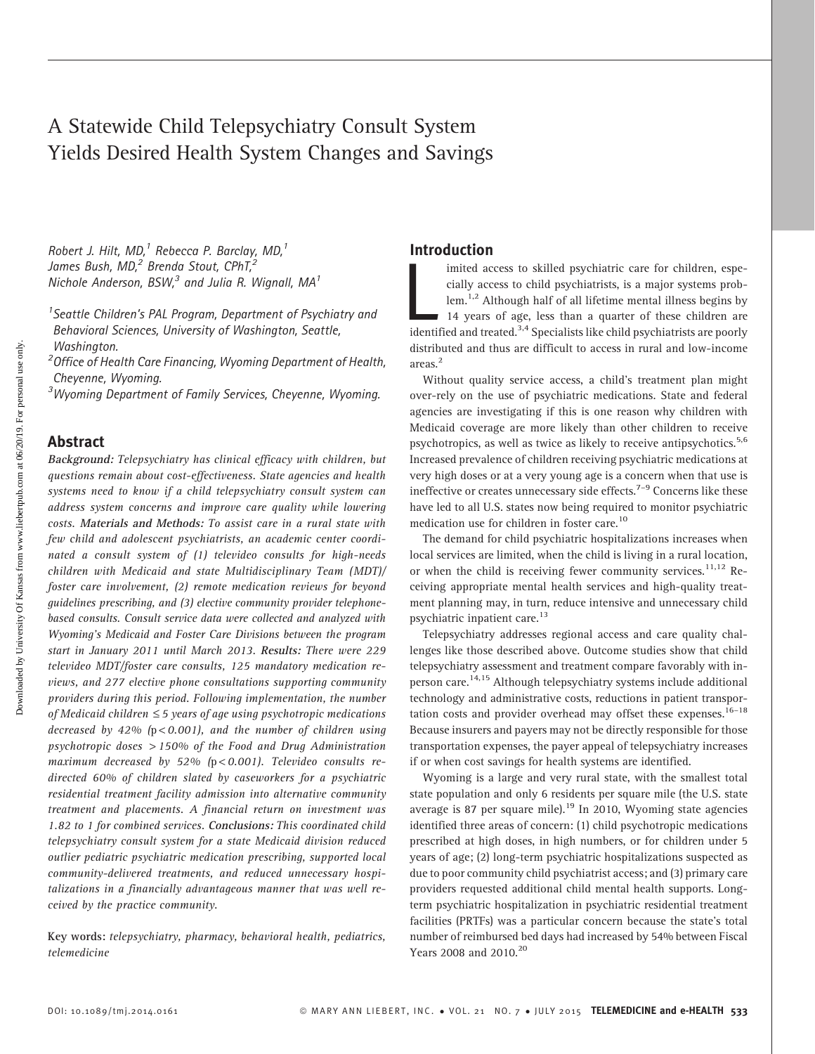# A Statewide Child Telepsychiatry Consult System Yields Desired Health System Changes and Savings

*Robert J. Hilt, MD,[1] Rebecca P. Barclay, MD,[1] James Bush, MD,[2] Brenda Stout, CPhT,[2] Nichole Anderson, BSW,[3] and Julia R. Wignall, MA[1]*

[1]*Seattle Children's PAL Program, Department of Psychiatry and Behavioral Sciences, University of Washington, Seattle, Washington.*

[2]*Office of Health Care Financing, Wyoming Department of Health, Cheyenne, Wyoming.*

[3]*Wyoming Department of Family Services, Cheyenne, Wyoming.*

## Abstract

***Background:*** *Telepsychiatry has clinical efficacy with children, but questions remain about cost-effectiveness. State agencies and health systems need to know if a child telepsychiatry consult system can address system concerns and improve care quality while lowering costs.* ***Materials and Methods:*** *To assist care in a rural state with few child and adolescent psychiatrists, an academic center coordinated a consult system of (1) televideo consults for high-needs children with Medicaid and state Multidisciplinary Team (MDT)/foster care involvement, (2) remote medication reviews for beyond guidelines prescribing, and (3) elective community provider telephone-based consults. Consult service data were collected and analyzed with Wyoming's Medicaid and Foster Care Divisions between the program start in January 2011 until March 2013.* ***Results:*** *There were 229 televideo MDT/foster care consults, 125 mandatory medication reviews, and 277 elective phone consultations supporting community providers during this period. Following implementation, the number of Medicaid children ≤5 years of age using psychotropic medications decreased by 42% ($p < 0.001$), and the number of children using psychotropic doses >150% of the Food and Drug Administration maximum decreased by 52% ($p < 0.001$). Televideo consults redirected 60% of children slated by caseworkers for a psychiatric residential treatment facility admission into alternative community treatment and placements. A financial return on investment was 1.82 to 1 for combined services.* ***Conclusions:*** *This coordinated child telepsychiatry consult system for a state Medicaid division reduced outlier pediatric psychiatric medication prescribing, supported local community-delivered treatments, and reduced unnecessary hospitalizations in a financially advantageous manner that was well received by the practice community.*

**Key words:** *telepsychiatry, pharmacy, behavioral health, pediatrics, telemedicine*

## Introduction

Limited access to skilled psychiatric care for children, especially access to child psychiatrists, is a major systems problem.[1,2] Although half of all lifetime mental illness begins by 14 years of age, less than a quarter of these children are identified and treated.[3,4] Specialists like child psychiatrists are poorly distributed and thus are difficult to access in rural and low-income areas.[2]

Without quality service access, a child's treatment plan might over-rely on the use of psychiatric medications. State and federal agencies are investigating if this is one reason why children with Medicaid coverage are more likely than other children to receive psychotropics, as well as twice as likely to receive antipsychotics.[5,6] Increased prevalence of children receiving psychiatric medications at very high doses or at a very young age is a concern when that use is ineffective or creates unnecessary side effects.[7–9] Concerns like these have led to all U.S. states now being required to monitor psychiatric medication use for children in foster care.[10]

The demand for child psychiatric hospitalizations increases when local services are limited, when the child is living in a rural location, or when the child is receiving fewer community services.[11,12] Receiving appropriate mental health services and high-quality treatment planning may, in turn, reduce intensive and unnecessary child psychiatric inpatient care.[13]

Telepsychiatry addresses regional access and care quality challenges like those described above. Outcome studies show that child telepsychiatry assessment and treatment compare favorably with in-person care.[14,15] Although telepsychiatry systems include additional technology and administrative costs, reductions in patient transportation costs and provider overhead may offset these expenses.[16–18] Because insurers and payers may not be directly responsible for those transportation expenses, the payer appeal of telepsychiatry increases if or when cost savings for health systems are identified.

Wyoming is a large and very rural state, with the smallest total state population and only 6 residents per square mile (the U.S. state average is 87 per square mile).[19] In 2010, Wyoming state agencies identified three areas of concern: (1) child psychotropic medications prescribed at high doses, in high numbers, or for children under 5 years of age; (2) long-term psychiatric hospitalizations suspected as due to poor community child psychiatrist access; and (3) primary care providers requested additional child mental health supports. Long-term psychiatric hospitalization in psychiatric residential treatment facilities (PRTFs) was a particular concern because the state's total number of reimbursed bed days had increased by 54% between Fiscal Years 2008 and 2010.[20]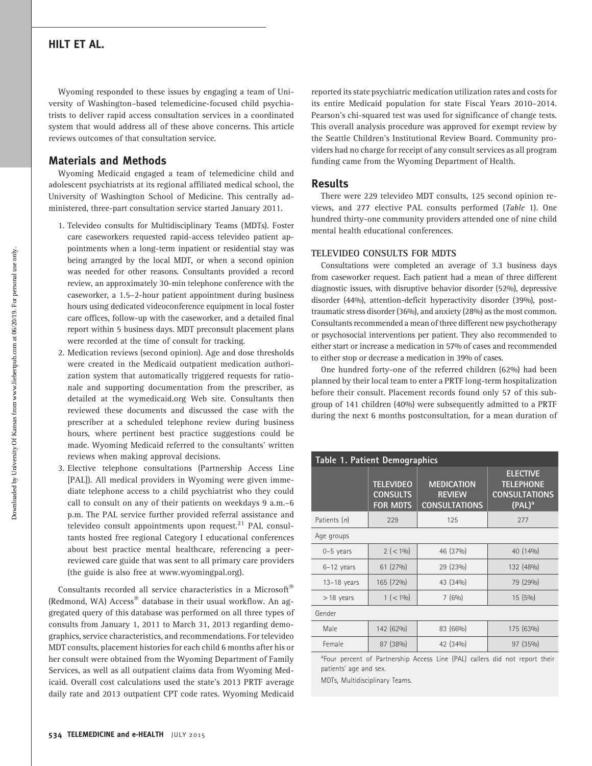Wyoming responded to these issues by engaging a team of University of Washington–based telemedicine-focused child psychiatrists to deliver rapid access consultation services in a coordinated system that would address all of these above concerns. This article reviews outcomes of that consultation service.

## Materials and Methods

Wyoming Medicaid engaged a team of telemedicine child and adolescent psychiatrists at its regional affiliated medical school, the University of Washington School of Medicine. This centrally administered, three-part consultation service started January 2011.

1. Televideo consults for Multidisciplinary Teams (MDTs). Foster care caseworkers requested rapid-access televideo patient appointments when a long-term inpatient or residential stay was being arranged by the local MDT, or when a second opinion was needed for other reasons. Consultants provided a record review, an approximately 30-min telephone conference with the caseworker, a 1.5–2-hour patient appointment during business hours using dedicated videoconference equipment in local foster care offices, follow-up with the caseworker, and a detailed final report within 5 business days. MDT preconsult placement plans were recorded at the time of consult for tracking.
2. Medication reviews (second opinion). Age and dose thresholds were created in the Medicaid outpatient medication authorization system that automatically triggered requests for rationale and supporting documentation from the prescriber, as detailed at the wymedicaid.org Web site. Consultants then reviewed these documents and discussed the case with the prescriber at a scheduled telephone review during business hours, where pertinent best practice suggestions could be made. Wyoming Medicaid referred to the consultants' written reviews when making approval decisions.
3. Elective telephone consultations (Partnership Access Line [PAL]). All medical providers in Wyoming were given immediate telephone access to a child psychiatrist who they could call to consult on any of their patients on weekdays 9 a.m.–6 p.m. The PAL service further provided referral assistance and televideo consult appointments upon request.[21] PAL consultants hosted free regional Category I educational conferences about best practice mental healthcare, referencing a peer-reviewed care guide that was sent to all primary care providers (the guide is also free at www.wyomingpal.org).

Consultants recorded all service characteristics in a Microsoft® (Redmond, WA) Access® database in their usual workflow. An aggregated query of this database was performed on all three types of consults from January 1, 2011 to March 31, 2013 regarding demographics, service characteristics, and recommendations. For televideo MDT consults, placement histories for each child 6 months after his or her consult were obtained from the Wyoming Department of Family Services, as well as all outpatient claims data from Wyoming Medicaid. Overall cost calculations used the state's 2013 PRTF average daily rate and 2013 outpatient CPT code rates. Wyoming Medicaid reported its state psychiatric medication utilization rates and costs for its entire Medicaid population for state Fiscal Years 2010–2014. Pearson's chi-squared test was used for significance of change tests. This overall analysis procedure was approved for exempt review by the Seattle Children's Institutional Review Board. Community providers had no charge for receipt of any consult services as all program funding came from the Wyoming Department of Health.

## Results

There were 229 televideo MDT consults, 125 second opinion reviews, and 277 elective PAL consults performed (*Table* 1). One hundred thirty-one community providers attended one of nine child mental health educational conferences.

### TELEVIDEO CONSULTS FOR MDTS

Consultations were completed an average of 3.3 business days from caseworker request. Each patient had a mean of three different diagnostic issues, with disruptive behavior disorder (52%), depressive disorder (44%), attention-deficit hyperactivity disorder (39%), posttraumatic stress disorder (36%), and anxiety (28%) as the most common. Consultants recommended a mean of three different new psychotherapy or psychosocial interventions per patient. They also recommended to either start or increase a medication in 57% of cases and recommended to either stop or decrease a medication in 39% of cases.

One hundred forty-one of the referred children (62%) had been planned by their local team to enter a PRTF long-term hospitalization before their consult. Placement records found only 57 of this subgroup of 141 children (40%) were subsequently admitted to a PRTF during the next 6 months postconsultation, for a mean duration of

**Table 1. Patient Demographics**

| | TELEVIDEO CONSULTS FOR MDTS | MEDICATION REVIEW CONSULTATIONS | ELECTIVE TELEPHONE CONSULTATIONS (PAL)[a] |
|---|---|---|---|
| Patients (*n*) | 229 | 125 | 277 |
| Age groups | | | |
| 0–5 years | 2 (<1%) | 46 (37%) | 40 (14%) |
| 6–12 years | 61 (27%) | 29 (23%) | 132 (48%) |
| 13–18 years | 165 (72%) | 43 (34%) | 79 (29%) |
| >18 years | 1 (<1%) | 7 (6%) | 15 (5%) |
| Gender | | | |
| Male | 142 (62%) | 83 (66%) | 175 (63%) |
| Female | 87 (38%) | 42 (34%) | 97 (35%) |

[a]Four percent of Partnership Access Line (PAL) callers did not report their patients' age and sex.

MDTs, Multidisciplinary Teams.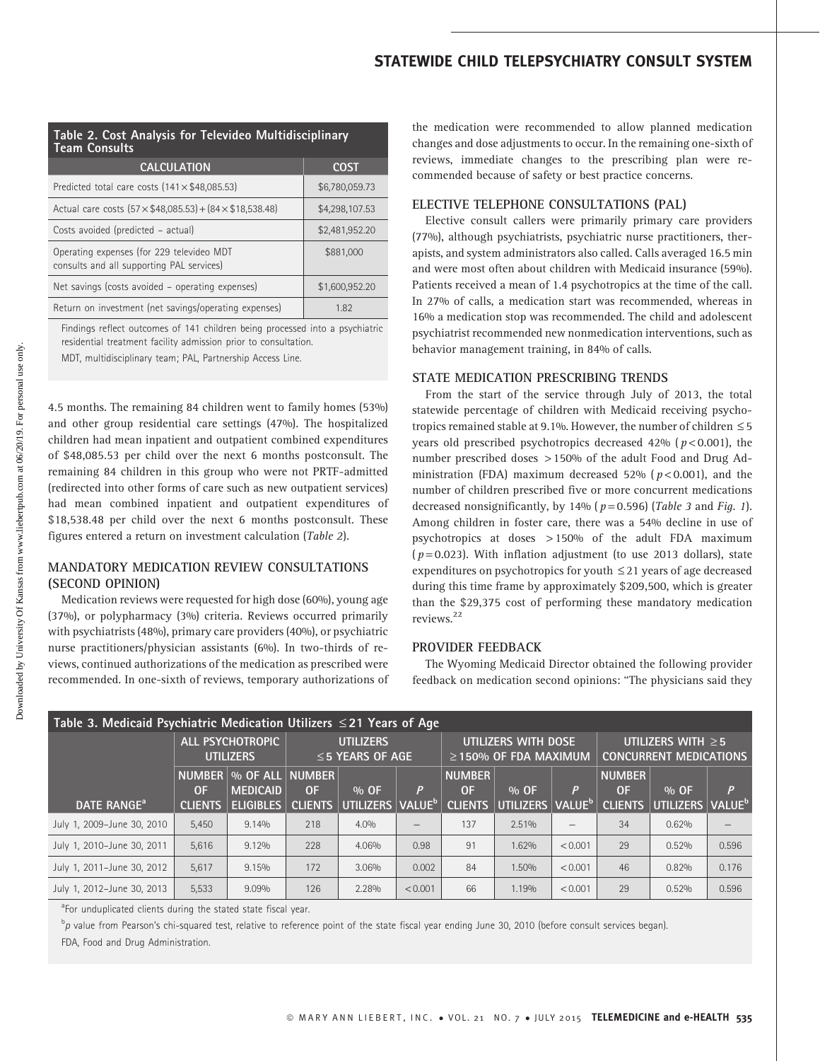**Table 2. Cost Analysis for Televideo Multidisciplinary Team Consults**

| CALCULATION | COST |
|---|---|
| Predicted total care costs (141 × $48,085.53) | $6,780,059.73 |
| Actual care costs (57 × $48,085.53) + (84 × $18,538.48) | $4,298,107.53 |
| Costs avoided (predicted – actual) | $2,481,952.20 |
| Operating expenses (for 229 televideo MDT consults and all supporting PAL services) | $881,000 |
| Net savings (costs avoided – operating expenses) | $1,600,952.20 |
| Return on investment (net savings/operating expenses) | 1.82 |

Findings reflect outcomes of 141 children being processed into a psychiatric residential treatment facility admission prior to consultation.

MDT, multidisciplinary team; PAL, Partnership Access Line.

4.5 months. The remaining 84 children went to family homes (53%) and other group residential care settings (47%). The hospitalized children had mean inpatient and outpatient combined expenditures of $48,085.53 per child over the next 6 months postconsult. The remaining 84 children in this group who were not PRTF-admitted (redirected into other forms of care such as new outpatient services) had mean combined inpatient and outpatient expenditures of $18,538.48 per child over the next 6 months postconsult. These figures entered a return on investment calculation (*Table 2*).

## MANDATORY MEDICATION REVIEW CONSULTATIONS (SECOND OPINION)

Medication reviews were requested for high dose (60%), young age (37%), or polypharmacy (3%) criteria. Reviews occurred primarily with psychiatrists (48%), primary care providers (40%), or psychiatric nurse practitioners/physician assistants (6%). In two-thirds of reviews, continued authorizations of the medication as prescribed were recommended. In one-sixth of reviews, temporary authorizations of the medication were recommended to allow planned medication changes and dose adjustments to occur. In the remaining one-sixth of reviews, immediate changes to the prescribing plan were recommended because of safety or best practice concerns.

## ELECTIVE TELEPHONE CONSULTATIONS (PAL)

Elective consult callers were primarily primary care providers (77%), although psychiatrists, psychiatric nurse practitioners, therapists, and system administrators also called. Calls averaged 16.5 min and were most often about children with Medicaid insurance (59%). Patients received a mean of 1.4 psychotropics at the time of the call. In 27% of calls, a medication start was recommended, whereas in 16% a medication stop was recommended. The child and adolescent psychiatrist recommended new nonmedication interventions, such as behavior management training, in 84% of calls.

## STATE MEDICATION PRESCRIBING TRENDS

From the start of the service through July of 2013, the total statewide percentage of children with Medicaid receiving psychotropics remained stable at 9.1%. However, the number of children ≤ 5 years old prescribed psychotropics decreased 42% ($p < 0.001$), the number prescribed doses > 150% of the adult Food and Drug Administration (FDA) maximum decreased 52% ($p < 0.001$), and the number of children prescribed five or more concurrent medications decreased nonsignificantly, by 14% ($p = 0.596$) (*Table 3* and *Fig. 1*). Among children in foster care, there was a 54% decline in use of psychotropics at doses > 150% of the adult FDA maximum ($p = 0.023$). With inflation adjustment (to use 2013 dollars), state expenditures on psychotropics for youth ≤ 21 years of age decreased during this time frame by approximately $209,500, which is greater than the $29,375 cost of performing these mandatory medication reviews.[22]

## PROVIDER FEEDBACK

The Wyoming Medicaid Director obtained the following provider feedback on medication second opinions: "The physicians said they

**Table 3. Medicaid Psychiatric Medication Utilizers ≤ 21 Years of Age**

| | ALL PSYCHOTROPIC UTILIZERS | | UTILIZERS ≤ 5 YEARS OF AGE | | | UTILIZERS WITH DOSE ≥ 150% OF FDA MAXIMUM | | | UTILIZERS WITH ≥ 5 CONCURRENT MEDICATIONS | | |
|---|---|---|---|---|---|---|---|---|---|---|---|
| DATE RANGE[a] | NUMBER OF CLIENTS | % OF ALL MEDICAID ELIGIBLES | NUMBER OF CLIENTS | % OF UTILIZERS | P VALUE[b] | NUMBER OF CLIENTS | % OF UTILIZERS | P VALUE[b] | NUMBER OF CLIENTS | % OF UTILIZERS | P VALUE[b] |
| July 1, 2009–June 30, 2010 | 5,450 | 9.14% | 218 | 4.0% | – | 137 | 2.51% | – | 34 | 0.62% | – |
| July 1, 2010–June 30, 2011 | 5,616 | 9.12% | 228 | 4.06% | 0.98 | 91 | 1.62% | < 0.001 | 29 | 0.52% | 0.596 |
| July 1, 2011–June 30, 2012 | 5,617 | 9.15% | 172 | 3.06% | 0.002 | 84 | 1.50% | < 0.001 | 46 | 0.82% | 0.176 |
| July 1, 2012–June 30, 2013 | 5,533 | 9.09% | 126 | 2.28% | < 0.001 | 66 | 1.19% | < 0.001 | 29 | 0.52% | 0.596 |

[a]For unduplicated clients during the stated state fiscal year.

[b]*p* value from Pearson's chi-squared test, relative to reference point of the state fiscal year ending June 30, 2010 (before consult services began).

FDA, Food and Drug Administration.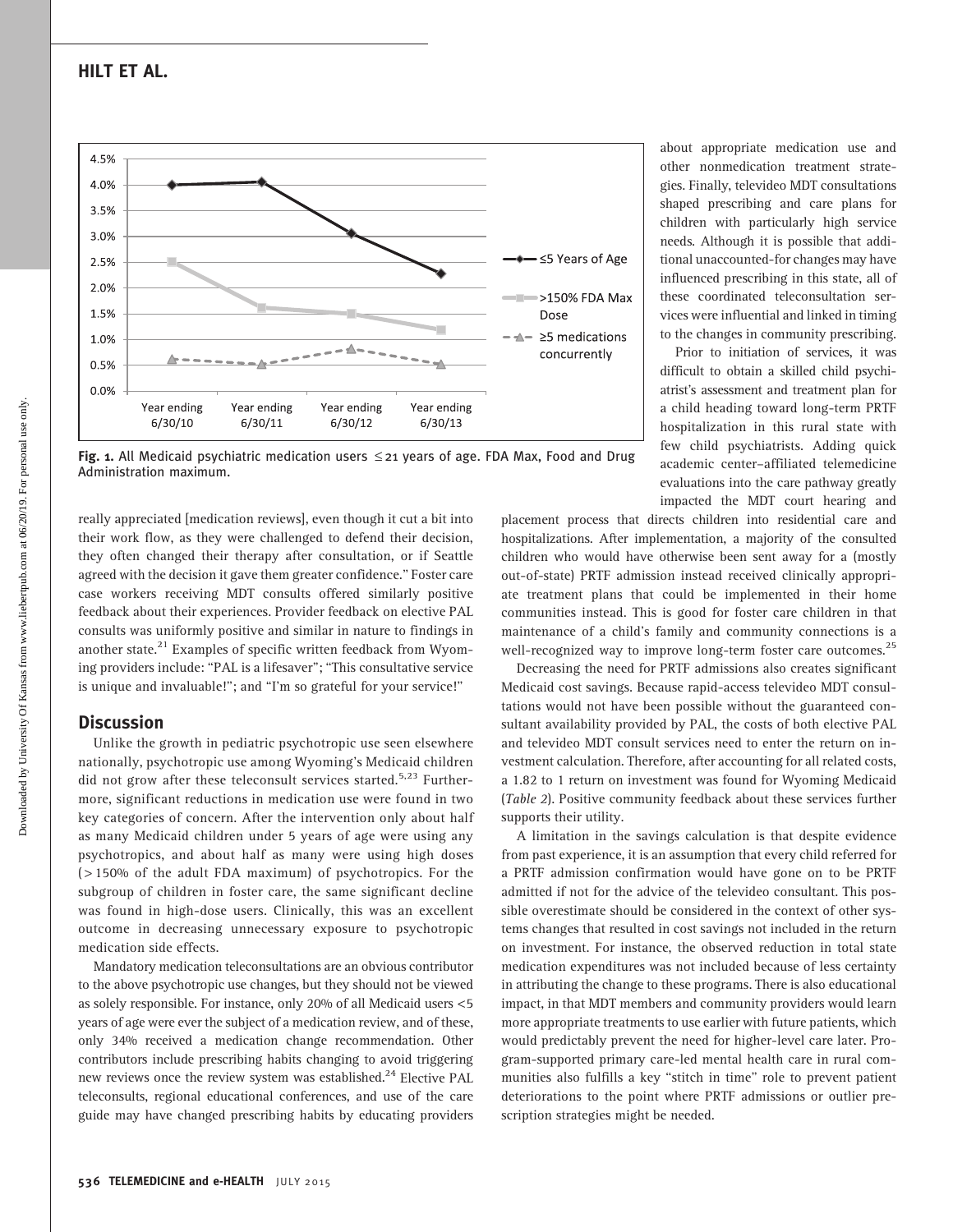Fig. 1. All Medicaid psychiatric medication users ≤21 years of age. FDA Max, Food and Drug Administration maximum.

really appreciated [medication reviews], even though it cut a bit into their work flow, as they were challenged to defend their decision, they often changed their therapy after consultation, or if Seattle agreed with the decision it gave them greater confidence." Foster care case workers receiving MDT consults offered similarly positive feedback about their experiences. Provider feedback on elective PAL consults was uniformly positive and similar in nature to findings in another state.[21] Examples of specific written feedback from Wyoming providers include: "PAL is a lifesaver"; "This consultative service is unique and invaluable!"; and "I'm so grateful for your service!"

## Discussion

Unlike the growth in pediatric psychotropic use seen elsewhere nationally, psychotropic use among Wyoming's Medicaid children did not grow after these teleconsult services started.[5,23] Furthermore, significant reductions in medication use were found in two key categories of concern. After the intervention only about half as many Medicaid children under 5 years of age were using any psychotropics, and about half as many were using high doses (>150% of the adult FDA maximum) of psychotropics. For the subgroup of children in foster care, the same significant decline was found in high-dose users. Clinically, this was an excellent outcome in decreasing unnecessary exposure to psychotropic medication side effects.

Mandatory medication teleconsultations are an obvious contributor to the above psychotropic use changes, but they should not be viewed as solely responsible. For instance, only 20% of all Medicaid users <5 years of age were ever the subject of a medication review, and of these, only 34% received a medication change recommendation. Other contributors include prescribing habits changing to avoid triggering new reviews once the review system was established.[24] Elective PAL teleconsults, regional educational conferences, and use of the care guide may have changed prescribing habits by educating providers about appropriate medication use and other nonmedication treatment strategies. Finally, televideo MDT consultations shaped prescribing and care plans for children with particularly high service needs. Although it is possible that additional unaccounted-for changes may have influenced prescribing in this state, all of these coordinated teleconsultation services were influential and linked in timing to the changes in community prescribing.

Prior to initiation of services, it was difficult to obtain a skilled child psychiatrist's assessment and treatment plan for a child heading toward long-term PRTF hospitalization in this rural state with few child psychiatrists. Adding quick academic center–affiliated telemedicine evaluations into the care pathway greatly impacted the MDT court hearing and placement process that directs children into residential care and hospitalizations. After implementation, a majority of the consulted children who would have otherwise been sent away for a (mostly out-of-state) PRTF admission instead received clinically appropriate treatment plans that could be implemented in their home communities instead. This is good for foster care children in that maintenance of a child's family and community connections is a well-recognized way to improve long-term foster care outcomes.[25]

Decreasing the need for PRTF admissions also creates significant Medicaid cost savings. Because rapid-access televideo MDT consultations would not have been possible without the guaranteed consultant availability provided by PAL, the costs of both elective PAL and televideo MDT consult services need to enter the return on investment calculation. Therefore, after accounting for all related costs, a 1.82 to 1 return on investment was found for Wyoming Medicaid (*Table 2*). Positive community feedback about these services further supports their utility.

A limitation in the savings calculation is that despite evidence from past experience, it is an assumption that every child referred for a PRTF admission confirmation would have gone on to be PRTF admitted if not for the advice of the televideo consultant. This possible overestimate should be considered in the context of other systems changes that resulted in cost savings not included in the return on investment. For instance, the observed reduction in total state medication expenditures was not included because of less certainty in attributing the change to these programs. There is also educational impact, in that MDT members and community providers would learn more appropriate treatments to use earlier with future patients, which would predictably prevent the need for higher-level care later. Program-supported primary care–led mental health care in rural communities also fulfills a key "stitch in time" role to prevent patient deteriorations to the point where PRTF admissions or outlier prescription strategies might be needed.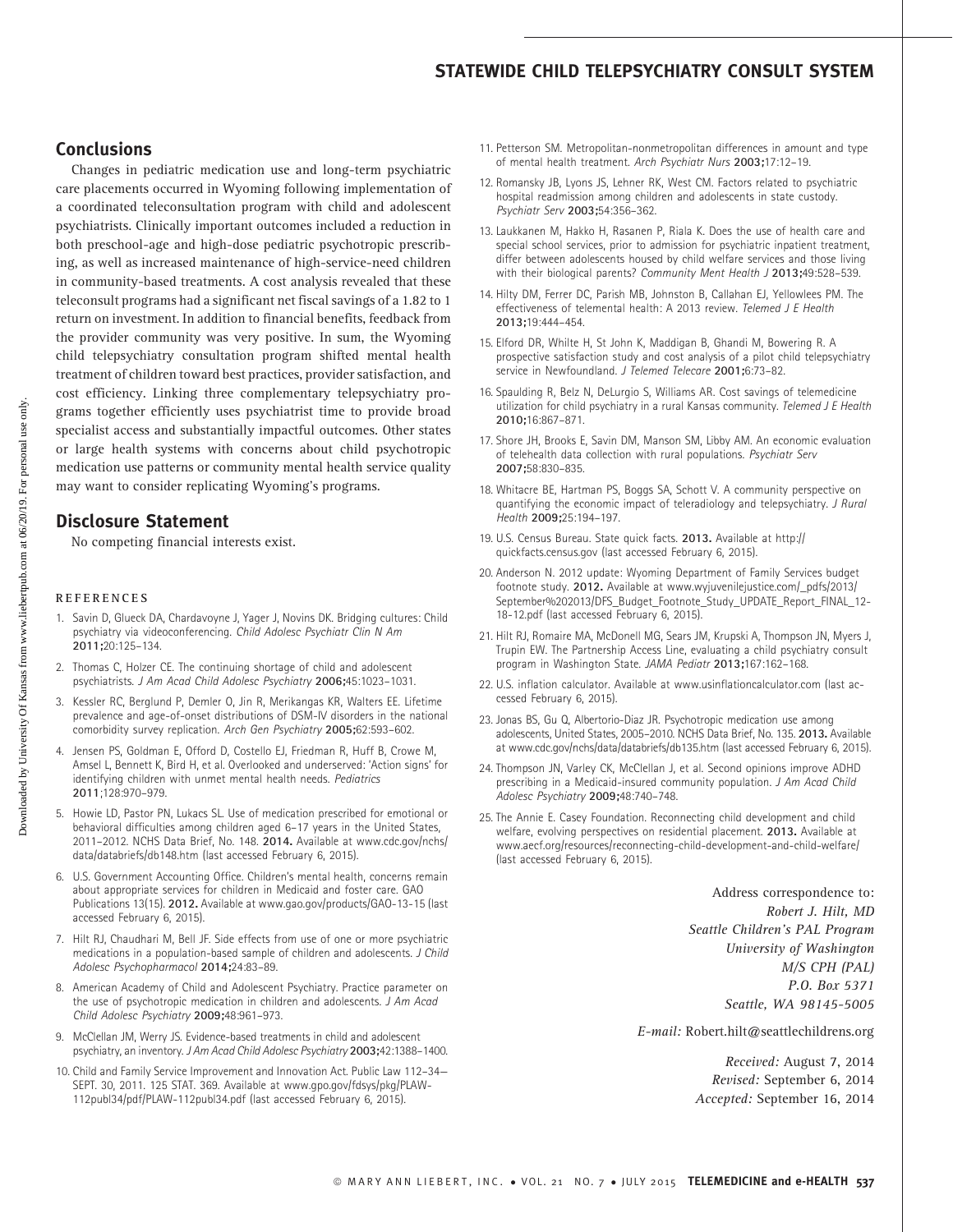## Conclusions

Changes in pediatric medication use and long-term psychiatric care placements occurred in Wyoming following implementation of a coordinated teleconsultation program with child and adolescent psychiatrists. Clinically important outcomes included a reduction in both preschool-age and high-dose pediatric psychotropic prescribing, as well as increased maintenance of high-service-need children in community-based treatments. A cost analysis revealed that these teleconsult programs had a significant net fiscal savings of a 1.82 to 1 return on investment. In addition to financial benefits, feedback from the provider community was very positive. In sum, the Wyoming child telepsychiatry consultation program shifted mental health treatment of children toward best practices, provider satisfaction, and cost efficiency. Linking three complementary telepsychiatry programs together efficiently uses psychiatrist time to provide broad specialist access and substantially impactful outcomes. Other states or large health systems with concerns about child psychotropic medication use patterns or community mental health service quality may want to consider replicating Wyoming's programs.

## Disclosure Statement

No competing financial interests exist.

### REFERENCES

1. Savin D, Glueck DA, Chardavoyne J, Yager J, Novins DK. Bridging cultures: Child psychiatry via videoconferencing. *Child Adolesc Psychiatr Clin N Am* **2011;**20:125–134.
2. Thomas C, Holzer CE. The continuing shortage of child and adolescent psychiatrists. *J Am Acad Child Adolesc Psychiatry* **2006;**45:1023–1031.
3. Kessler RC, Berglund P, Demler O, Jin R, Merikangas KR, Walters EE. Lifetime prevalence and age-of-onset distributions of DSM-IV disorders in the national comorbidity survey replication. *Arch Gen Psychiatry* **2005;**62:593–602.
4. Jensen PS, Goldman E, Offord D, Costello EJ, Friedman R, Huff B, Crowe M, Amsel L, Bennett K, Bird H, et al. Overlooked and underserved: 'Action signs' for identifying children with unmet mental health needs. *Pediatrics* **2011**;128:970–979.
5. Howie LD, Pastor PN, Lukacs SL. Use of medication prescribed for emotional or behavioral difficulties among children aged 6–17 years in the United States, 2011–2012. NCHS Data Brief, No. 148. **2014.** Available at www.cdc.gov/nchs/data/databriefs/db148.htm (last accessed February 6, 2015).
6. U.S. Government Accounting Office. Children's mental health, concerns remain about appropriate services for children in Medicaid and foster care. GAO Publications 13(15). **2012.** Available at www.gao.gov/products/GAO-13-15 (last accessed February 6, 2015).
7. Hilt RJ, Chaudhari M, Bell JF. Side effects from use of one or more psychiatric medications in a population-based sample of children and adolescents. *J Child Adolesc Psychopharmacol* **2014;**24:83–89.
8. American Academy of Child and Adolescent Psychiatry. Practice parameter on the use of psychotropic medication in children and adolescents. *J Am Acad Child Adolesc Psychiatry* **2009;**48:961–973.
9. McClellan JM, Werry JS. Evidence-based treatments in child and adolescent psychiatry, an inventory. *J Am Acad Child Adolesc Psychiatry* **2003;**42:1388–1400.
10. Child and Family Service Improvement and Innovation Act. Public Law 112–34—SEPT. 30, 2011. 125 STAT. 369. Available at www.gpo.gov/fdsys/pkg/PLAW-112publ34/pdf/PLAW-112publ34.pdf (last accessed February 6, 2015).
11. Petterson SM. Metropolitan-nonmetropolitan differences in amount and type of mental health treatment. *Arch Psychiatr Nurs* **2003;**17:12–19.
12. Romansky JB, Lyons JS, Lehner RK, West CM. Factors related to psychiatric hospital readmission among children and adolescents in state custody. *Psychiatr Serv* **2003;**54:356–362.
13. Laukkanen M, Hakko H, Rasanen P, Riala K. Does the use of health care and special school services, prior to admission for psychiatric inpatient treatment, differ between adolescents housed by child welfare services and those living with their biological parents? *Community Ment Health J* **2013;**49:528–539.
14. Hilty DM, Ferrer DC, Parish MB, Johnston B, Callahan EJ, Yellowlees PM. The effectiveness of telemental health: A 2013 review. *Telemed J E Health* **2013;**19:444–454.
15. Elford DR, White H, St John K, Maddigan B, Ghandi M, Bowering R. A prospective satisfaction study and cost analysis of a pilot child telepsychiatry service in Newfoundland. *J Telemed Telecare* **2001;**6:73–82.
16. Spaulding R, Belz N, DeLurgio S, Williams AR. Cost savings of telemedicine utilization for child psychiatry in a rural Kansas community. *Telemed J E Health* **2010;**16:867–871.
17. Shore JH, Brooks E, Savin DM, Manson SM, Libby AM. An economic evaluation of telehealth data collection with rural populations. *Psychiatr Serv* **2007;**58:830–835.
18. Whitacre BE, Hartman PS, Boggs SA, Schott V. A community perspective on quantifying the economic impact of teleradiology and telepsychiatry. *J Rural Health* **2009;**25:194–197.
19. U.S. Census Bureau. State quick facts. **2013.** Available at http://quickfacts.census.gov (last accessed February 6, 2015).
20. Anderson N. 2012 update: Wyoming Department of Family Services budget footnote study. **2012.** Available at www.wyjuvenilejustice.com/_pdfs/2013/September%202013/DFS_Budget_Footnote_Study_UPDATE_Report_FINAL_12-18-12.pdf (last accessed February 6, 2015).
21. Hilt RJ, Romaire MA, McDonell MG, Sears JM, Krupski A, Thompson JN, Myers J, Trupin EW. The Partnership Access Line, evaluating a child psychiatry consult program in Washington State. *JAMA Pediatr* **2013;**167:162–168.
22. U.S. inflation calculator. Available at www.usinflationcalculator.com (last accessed February 6, 2015).
23. Jonas BS, Gu Q, Albertorio-Diaz JR. Psychotropic medication use among adolescents, United States, 2005–2010. NCHS Data Brief, No. 135. **2013.** Available at www.cdc.gov/nchs/data/databriefs/db135.htm (last accessed February 6, 2015).
24. Thompson JN, Varley CK, McClellan J, et al. Second opinions improve ADHD prescribing in a Medicaid-insured community population. *J Am Acad Child Adolesc Psychiatry* **2009;**48:740–748.
25. The Annie E. Casey Foundation. Reconnecting child development and child welfare, evolving perspectives on residential placement. **2013.** Available at www.aecf.org/resources/reconnecting-child-development-and-child-welfare/ (last accessed February 6, 2015).

Address correspondence to:
*Robert J. Hilt, MD*
*Seattle Children's PAL Program*
*University of Washington*
*M/S CPH (PAL)*
*P.O. Box 5371*
*Seattle, WA 98145-5005*

*E-mail:* Robert.hilt@seattlechildrens.org

*Received:* August 7, 2014
*Revised:* September 6, 2014
*Accepted:* September 16, 2014